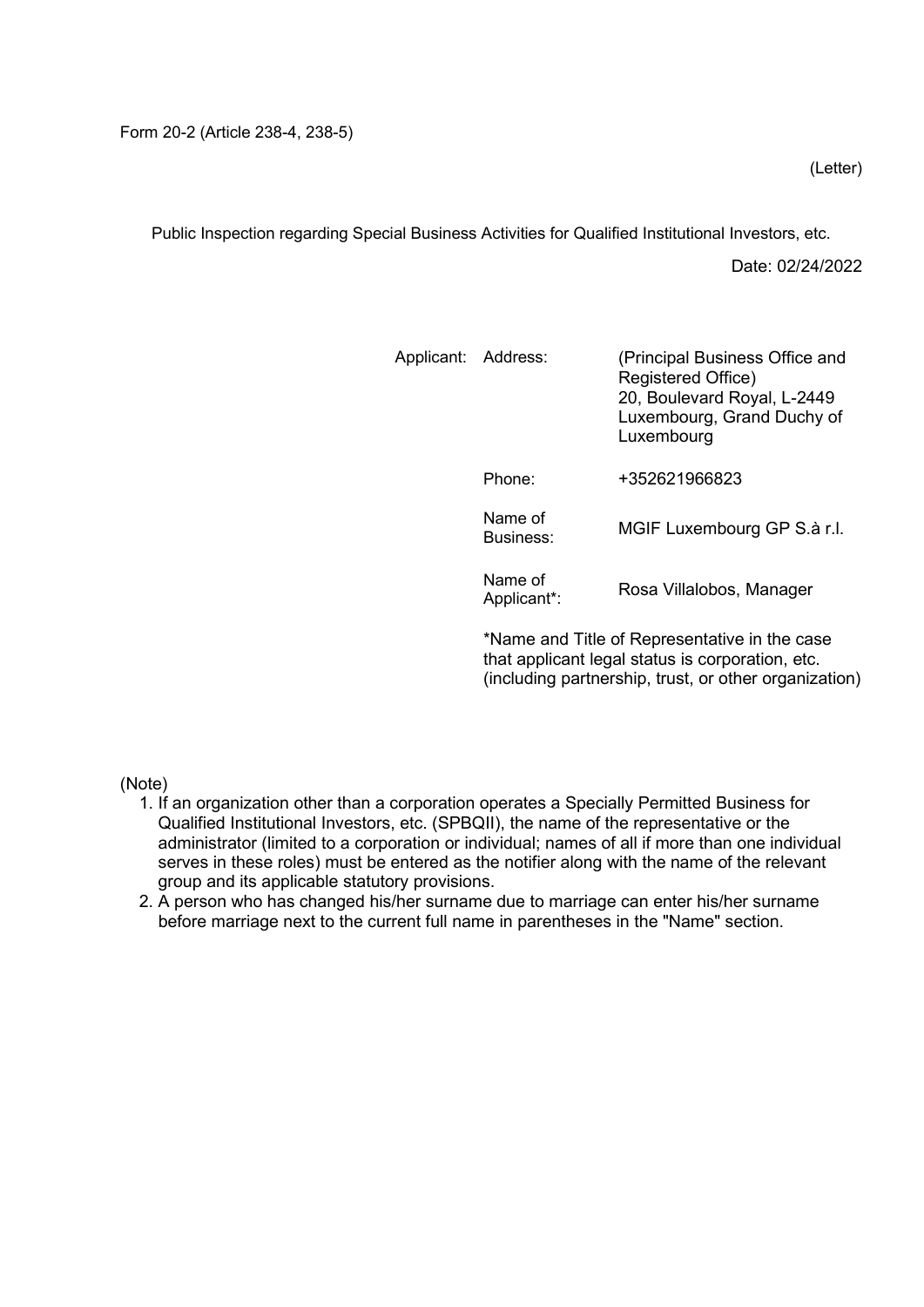Form 20-2 (Article 238-4, 238-5)

(Letter)

Public Inspection regarding Special Business Activities for Qualified Institutional Investors, etc.

Date: 02/24/2022

| Applicant: | Address: | (Principal Business Office and Registered Office) 20, Boulevard Royal, L-2449 Luxembourg, Grand Duchy of Luxembourg |
|---|---|---|
| | Phone: | +352621966823 |
| | Name of Business: | MGIF Luxembourg GP S.à r.l. |
| | Name of Applicant*: | Rosa Villalobos, Manager |

*Name and Title of Representative in the case that applicant legal status is corporation, etc. (including partnership, trust, or other organization)

(Note)

1. If an organization other than a corporation operates a Specially Permitted Business for Qualified Institutional Investors, etc. (SPBQII), the name of the representative or the administrator (limited to a corporation or individual; names of all if more than one individual serves in these roles) must be entered as the notifier along with the name of the relevant group and its applicable statutory provisions.
2. A person who has changed his/her surname due to marriage can enter his/her surname before marriage next to the current full name in parentheses in the "Name" section.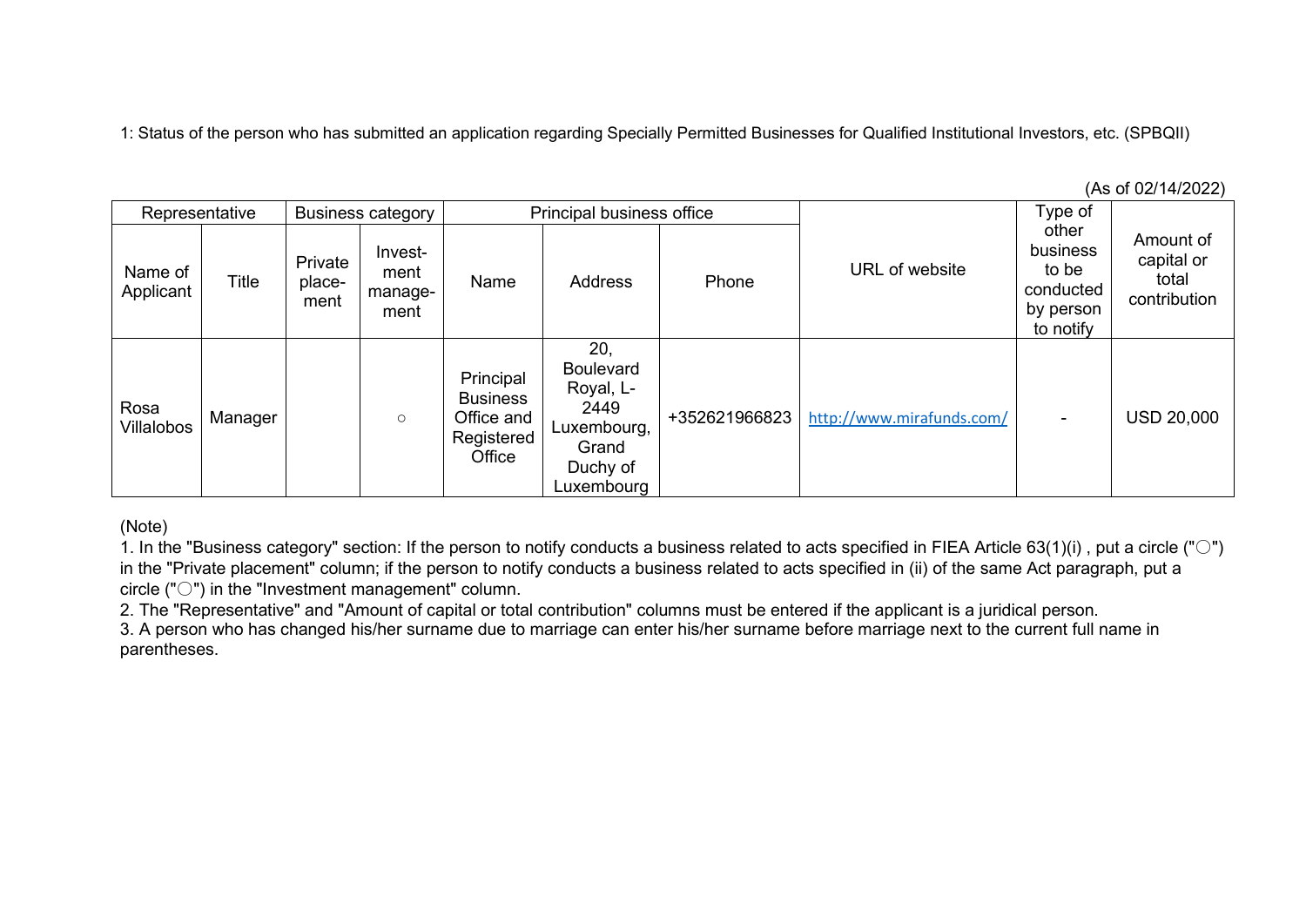1: Status of the person who has submitted an application regarding Specially Permitted Businesses for Qualified Institutional Investors, etc. (SPBQII)

(As of 02/14/2022)

| Representative | | Business category | | Principal business office | | | URL of website | Type of other business to be conducted by person to notify | Amount of capital or total contribution |
|---|---|---|---|---|---|---|---|---|---|
| Name of Applicant | Title | Private place-ment | Invest-ment manage-ment | Name | Address | Phone | | | |
| Rosa Villalobos | Manager | | ○ | Principal Business Office and Registered Office | 20, Boulevard Royal, L-2449 Luxembourg, Grand Duchy of Luxembourg | +352621966823 | http://www.mirafunds.com/ | - | USD 20,000 |

(Note)

1. In the "Business category" section: If the person to notify conducts a business related to acts specified in FIEA Article 63(1)(i) , put a circle ("○") in the "Private placement" column; if the person to notify conducts a business related to acts specified in (ii) of the same Act paragraph, put a circle ("○") in the "Investment management" column.
2. The "Representative" and "Amount of capital or total contribution" columns must be entered if the applicant is a juridical person.
3. A person who has changed his/her surname due to marriage can enter his/her surname before marriage next to the current full name in parentheses.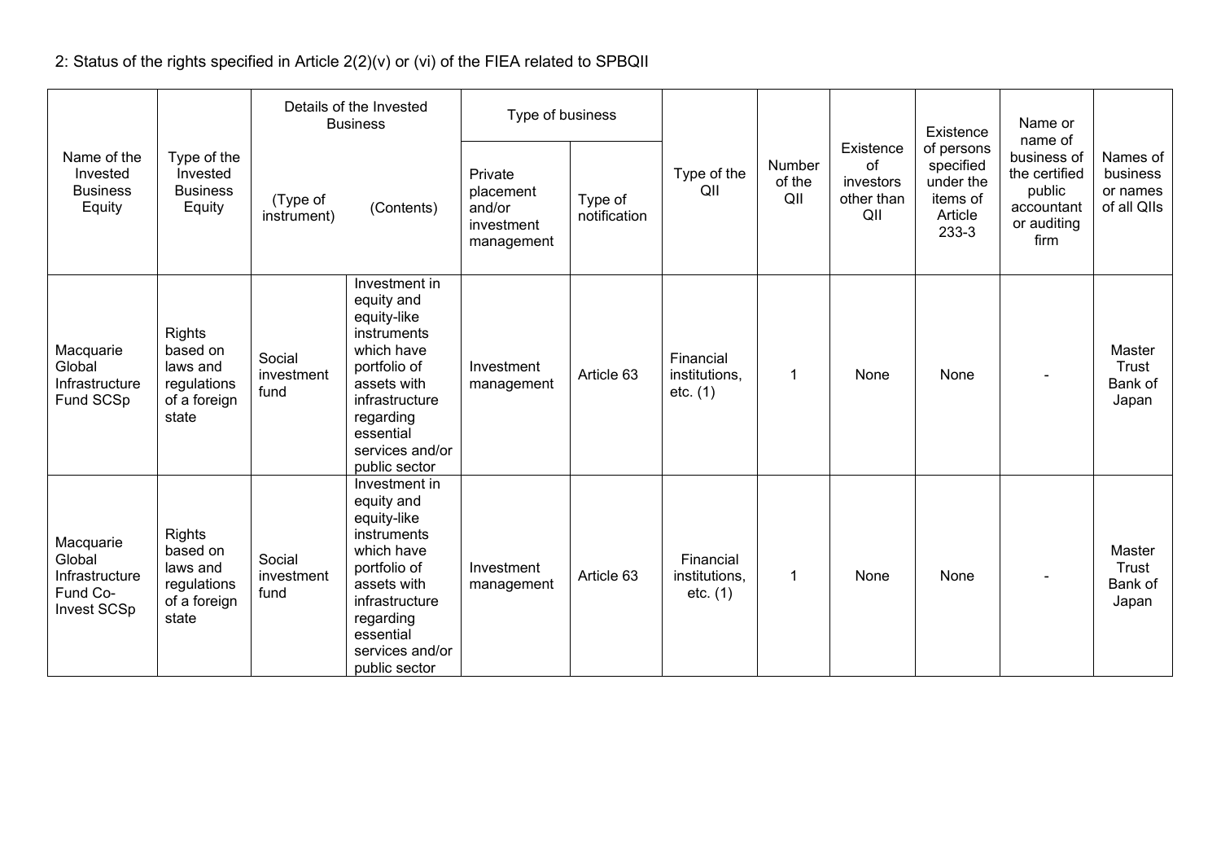2: Status of the rights specified in Article 2(2)(v) or (vi) of the FIEA related to SPBQII

| Name of the Invested Business Equity | Type of the Invested Business Equity | Details of the Invested Business | | Type of business | | Type of the QII | Number of the QII | Existence of investors other than QII | Existence of persons specified under the items of Article 233-3 | Name or name of business of the certified public accountant or auditing firm | Names of business or names of all QIIs |
|---|---|---|---|---|---|---|---|---|---|---|---|
| | | (Type of instrument) | (Contents) | Private placement and/or investment management | Type of notification | | | | | | |
| Macquarie Global Infrastructure Fund SCSp | Rights based on laws and regulations of a foreign state | Social investment fund | Investment in equity and equity-like instruments which have portfolio of assets with infrastructure regarding essential services and/or public sector | Investment management | Article 63 | Financial institutions, etc. (1) | 1 | None | None | - | Master Trust Bank of Japan |
| Macquarie Global Infrastructure Fund Co-Invest SCSp | Rights based on laws and regulations of a foreign state | Social investment fund | Investment in equity and equity-like instruments which have portfolio of assets with infrastructure regarding essential services and/or public sector | Investment management | Article 63 | Financial institutions, etc. (1) | 1 | None | None | - | Master Trust Bank of Japan |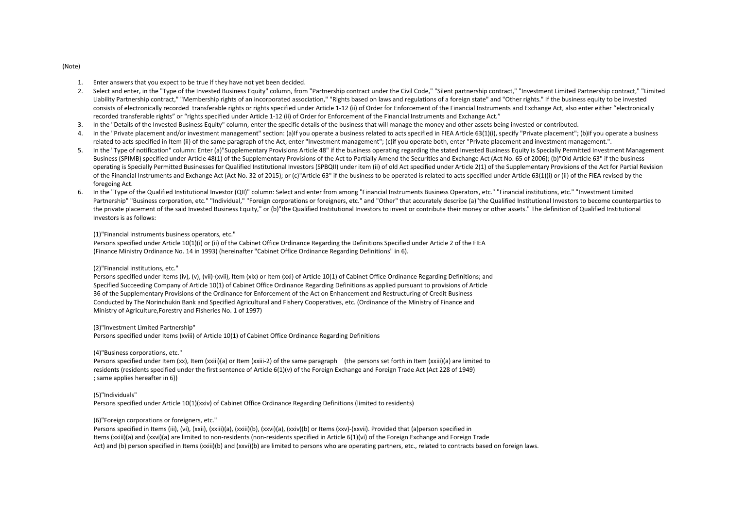(Note)

1. Enter answers that you expect to be true if they have not yet been decided.
2. Select and enter, in the "Type of the Invested Business Equity" column, from "Partnership contract under the Civil Code," "Silent partnership contract," "Investment Limited Partnership contract," "Limited Liability Partnership contract," "Membership rights of an incorporated association," "Rights based on laws and regulations of a foreign state" and "Other rights." If the business equity to be invested consists of electronically recorded transferable rights or rights specified under Article 1-12 (ii) of Order for Enforcement of the Financial Instruments and Exchange Act, also enter either "electronically recorded transferable rights" or "rights specified under Article 1-12 (ii) of Order for Enforcement of the Financial Instruments and Exchange Act."
3. In the "Details of the Invested Business Equity" column, enter the specific details of the business that will manage the money and other assets being invested or contributed.
4. In the "Private placement and/or investment management" section: (a)If you operate a business related to acts specified in FIEA Article 63(1)(i), specify "Private placement"; (b)if you operate a business related to acts specified in Item (ii) of the same paragraph of the Act, enter "Investment management"; (c)if you operate both, enter "Private placement and investment management.".
5. In the "Type of notification" column: Enter (a)"Supplementary Provisions Article 48" if the business operating regarding the stated Invested Business Equity is Specially Permitted Investment Management Business (SPIMB) specified under Article 48(1) of the Supplementary Provisions of the Act to Partially Amend the Securities and Exchange Act (Act No. 65 of 2006); (b)"Old Article 63" if the business operating is Specially Permitted Businesses for Qualified Institutional Investors (SPBQII) under item (ii) of old Act specified under Article 2(1) of the Supplementary Provisions of the Act for Partial Revision of the Financial Instruments and Exchange Act (Act No. 32 of 2015); or (c)"Article 63" if the business to be operated is related to acts specified under Article 63(1)(i) or (ii) of the FIEA revised by the foregoing Act.
6. In the "Type of the Qualified Institutional Investor (QII)" column: Select and enter from among "Financial Instruments Business Operators, etc." "Financial institutions, etc." "Investment Limited Partnership" "Business corporation, etc." "Individual," "Foreign corporations or foreigners, etc." and "Other" that accurately describe (a)"the Qualified Institutional Investors to become counterparties to the private placement of the said Invested Business Equity," or (b)"the Qualified Institutional Investors to invest or contribute their money or other assets." The definition of Qualified Institutional Investors is as follows:

   (1)"Financial instruments business operators, etc."
   Persons specified under Article 10(1)(i) or (ii) of the Cabinet Office Ordinance Regarding the Definitions Specified under Article 2 of the FIEA (Finance Ministry Ordinance No. 14 in 1993) (hereinafter "Cabinet Office Ordinance Regarding Definitions" in 6).

   (2)"Financial institutions, etc."
   Persons specified under Items (iv), (v), (vii)-(xvii), Item (xix) or Item (xxi) of Article 10(1) of Cabinet Office Ordinance Regarding Definitions; and Specified Succeeding Company of Article 10(1) of Cabinet Office Ordinance Regarding Definitions as applied pursuant to provisions of Article 36 of the Supplementary Provisions of the Ordinance for Enforcement of the Act on Enhancement and Restructuring of Credit Business Conducted by The Norinchukin Bank and Specified Agricultural and Fishery Cooperatives, etc. (Ordinance of the Ministry of Finance and Ministry of Agriculture,Forestry and Fisheries No. 1 of 1997)

   (3)"Investment Limited Partnership"
   Persons specified under Items (xviii) of Article 10(1) of Cabinet Office Ordinance Regarding Definitions

   (4)"Business corporations, etc."
   Persons specified under Item (xx), Item (xxiii)(a) or Item (xxiii-2) of the same paragraph (the persons set forth in Item (xxiii)(a) are limited to residents (residents specified under the first sentence of Article 6(1)(v) of the Foreign Exchange and Foreign Trade Act (Act 228 of 1949) ; same applies hereafter in 6))

   (5)"Individuals"
   Persons specified under Article 10(1)(xxiv) of Cabinet Office Ordinance Regarding Definitions (limited to residents)

   (6)"Foreign corporations or foreigners, etc."
   Persons specified in Items (iii), (vi), (xxii), (xxiii)(a), (xxiii)(b), (xxvi)(a), (xxiv)(b) or Items (xxv)-(xxvii). Provided that (a)person specified in Items (xxiii)(a) and (xxvi)(a) are limited to non-residents (non-residents specified in Article 6(1)(vi) of the Foreign Exchange and Foreign Trade Act) and (b) person specified in Items (xxiii)(b) and (xxvi)(b) are limited to persons who are operating partners, etc., related to contracts based on foreign laws.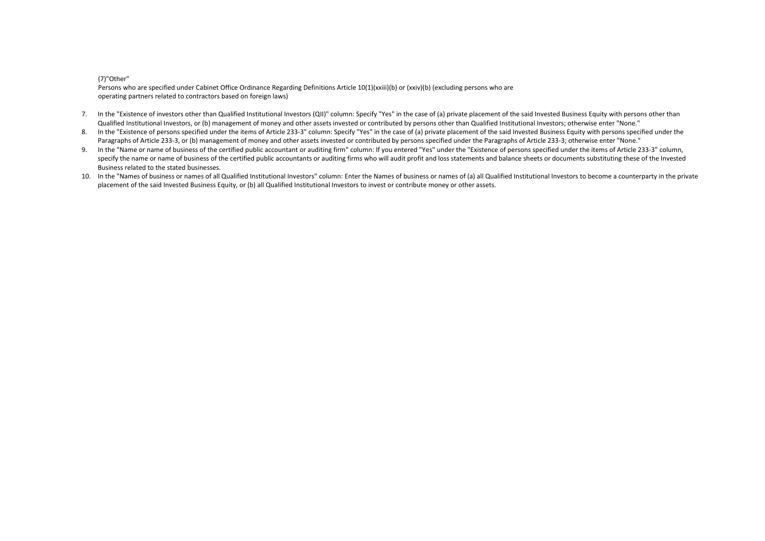(7)"Other"

Persons who are specified under Cabinet Office Ordinance Regarding Definitions Article 10(1)(xxiii)(b) or (xxiv)(b) (excluding persons who are operating partners related to contractors based on foreign laws)

7. In the "Existence of investors other than Qualified Institutional Investors (QII)" column: Specify "Yes" in the case of (a) private placement of the said Invested Business Equity with persons other than Qualified Institutional Investors, or (b) management of money and other assets invested or contributed by persons other than Qualified Institutional Investors; otherwise enter "None."
8. In the "Existence of persons specified under the items of Article 233-3" column: Specify "Yes" in the case of (a) private placement of the said Invested Business Equity with persons specified under the Paragraphs of Article 233-3, or (b) management of money and other assets invested or contributed by persons specified under the Paragraphs of Article 233-3; otherwise enter "None."
9. In the "Name or name of business of the certified public accountant or auditing firm" column: If you entered "Yes" under the "Existence of persons specified under the items of Article 233-3" column, specify the name or name of business of the certified public accountants or auditing firms who will audit profit and loss statements and balance sheets or documents substituting these of the Invested Business related to the stated businesses.
10. In the "Names of business or names of all Qualified Institutional Investors" column: Enter the Names of business or names of (a) all Qualified Institutional Investors to become a counterparty in the private placement of the said Invested Business Equity, or (b) all Qualified Institutional Investors to invest or contribute money or other assets.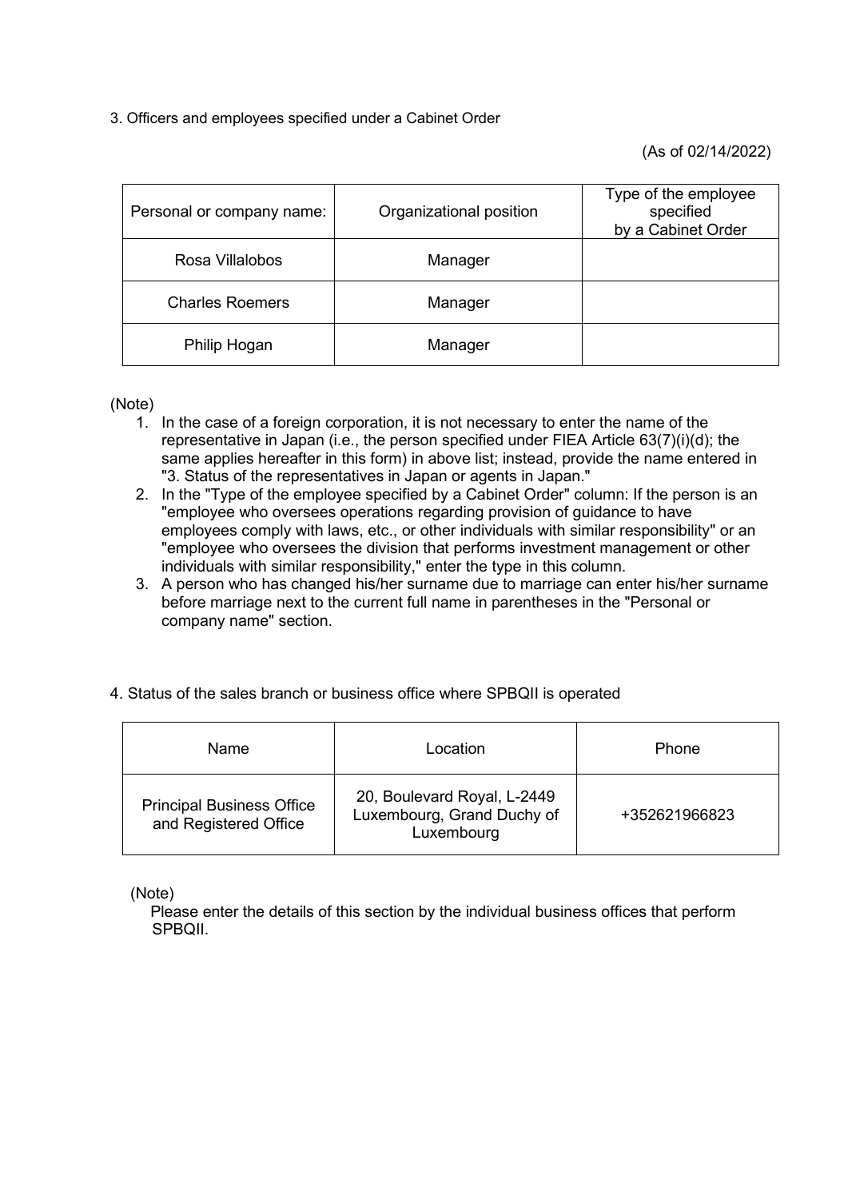3. Officers and employees specified under a Cabinet Order

(As of 02/14/2022)

| Personal or company name: | Organizational position | Type of the employee specified by a Cabinet Order |
|---|---|---|
| Rosa Villalobos | Manager | |
| Charles Roemers | Manager | |
| Philip Hogan | Manager | |

(Note)

1. In the case of a foreign corporation, it is not necessary to enter the name of the representative in Japan (i.e., the person specified under FIEA Article 63(7)(i)(d); the same applies hereafter in this form) in above list; instead, provide the name entered in "3. Status of the representatives in Japan or agents in Japan."
2. In the "Type of the employee specified by a Cabinet Order" column: If the person is an "employee who oversees operations regarding provision of guidance to have employees comply with laws, etc., or other individuals with similar responsibility" or an "employee who oversees the division that performs investment management or other individuals with similar responsibility," enter the type in this column.
3. A person who has changed his/her surname due to marriage can enter his/her surname before marriage next to the current full name in parentheses in the "Personal or company name" section.

4. Status of the sales branch or business office where SPBQII is operated

| Name | Location | Phone |
|---|---|---|
| Principal Business Office and Registered Office | 20, Boulevard Royal, L-2449 Luxembourg, Grand Duchy of Luxembourg | +352621966823 |

(Note)

Please enter the details of this section by the individual business offices that perform SPBQII.